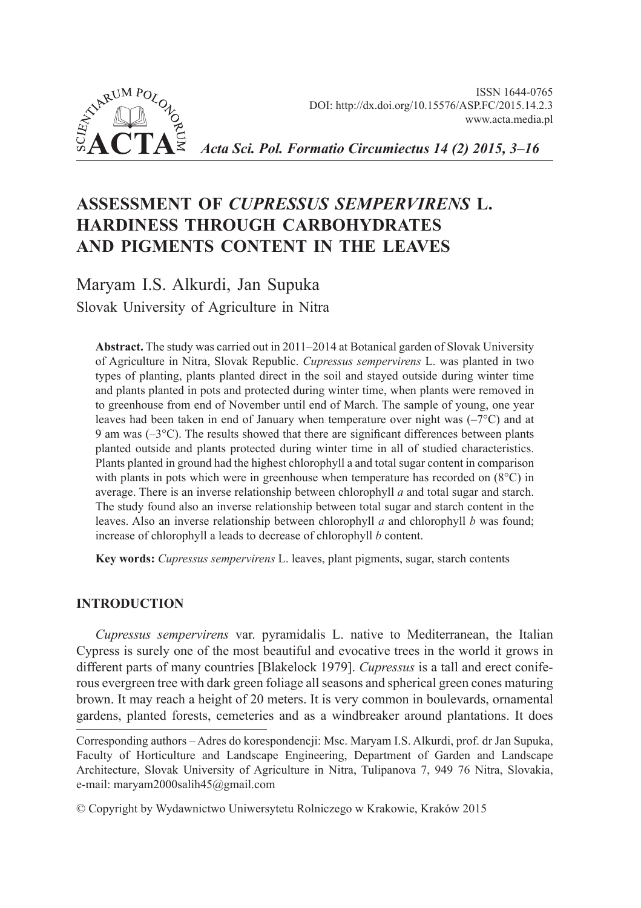ISSN 1644-0765
DOI: http://dx.doi.org/10.15576/ASP.FC/2015.14.2.3
www.acta.media.pl

# ASSESSMENT OF *CUPRESSUS SEMPERVIRENS* L. HARDINESS THROUGH CARBOHYDRATES AND PIGMENTS CONTENT IN THE LEAVES

Maryam I.S. Alkurdi, Jan Supuka
Slovak University of Agriculture in Nitra

**Abstract.** The study was carried out in 2011–2014 at Botanical garden of Slovak University of Agriculture in Nitra, Slovak Republic. *Cupressus sempervirens* L. was planted in two types of planting, plants planted direct in the soil and stayed outside during winter time and plants planted in pots and protected during winter time, when plants were removed in to greenhouse from end of November until end of March. The sample of young, one year leaves had been taken in end of January when temperature over night was (–7°C) and at 9 am was (–3°C). The results showed that there are significant differences between plants planted outside and plants protected during winter time in all of studied characteristics. Plants planted in ground had the highest chlorophyll a and total sugar content in comparison with plants in pots which were in greenhouse when temperature has recorded on (8°C) in average. There is an inverse relationship between chlorophyll *a* and total sugar and starch. The study found also an inverse relationship between total sugar and starch content in the leaves. Also an inverse relationship between chlorophyll *a* and chlorophyll *b* was found; increase of chlorophyll a leads to decrease of chlorophyll *b* content.

**Key words:** *Cupressus sempervirens* L. leaves, plant pigments, sugar, starch contents

## INTRODUCTION

*Cupressus sempervirens* var. pyramidalis L. native to Mediterranean, the Italian Cypress is surely one of the most beautiful and evocative trees in the world it grows in different parts of many countries [Blakelock 1979]. *Cupressus* is a tall and erect coniferous evergreen tree with dark green foliage all seasons and spherical green cones maturing brown. It may reach a height of 20 meters. It is very common in boulevards, ornamental gardens, planted forests, cemeteries and as a windbreaker around plantations. It does

---

Corresponding authors – Adres do korespondencji: Msc. Maryam I.S. Alkurdi, prof. dr Jan Supuka, Faculty of Horticulture and Landscape Engineering, Department of Garden and Landscape Architecture, Slovak University of Agriculture in Nitra, Tulipanova 7, 949 76 Nitra, Slovakia, e-mail: maryam2000salih45@gmail.com

© Copyright by Wydawnictwo Uniwersytetu Rolniczego w Krakowie, Kraków 2015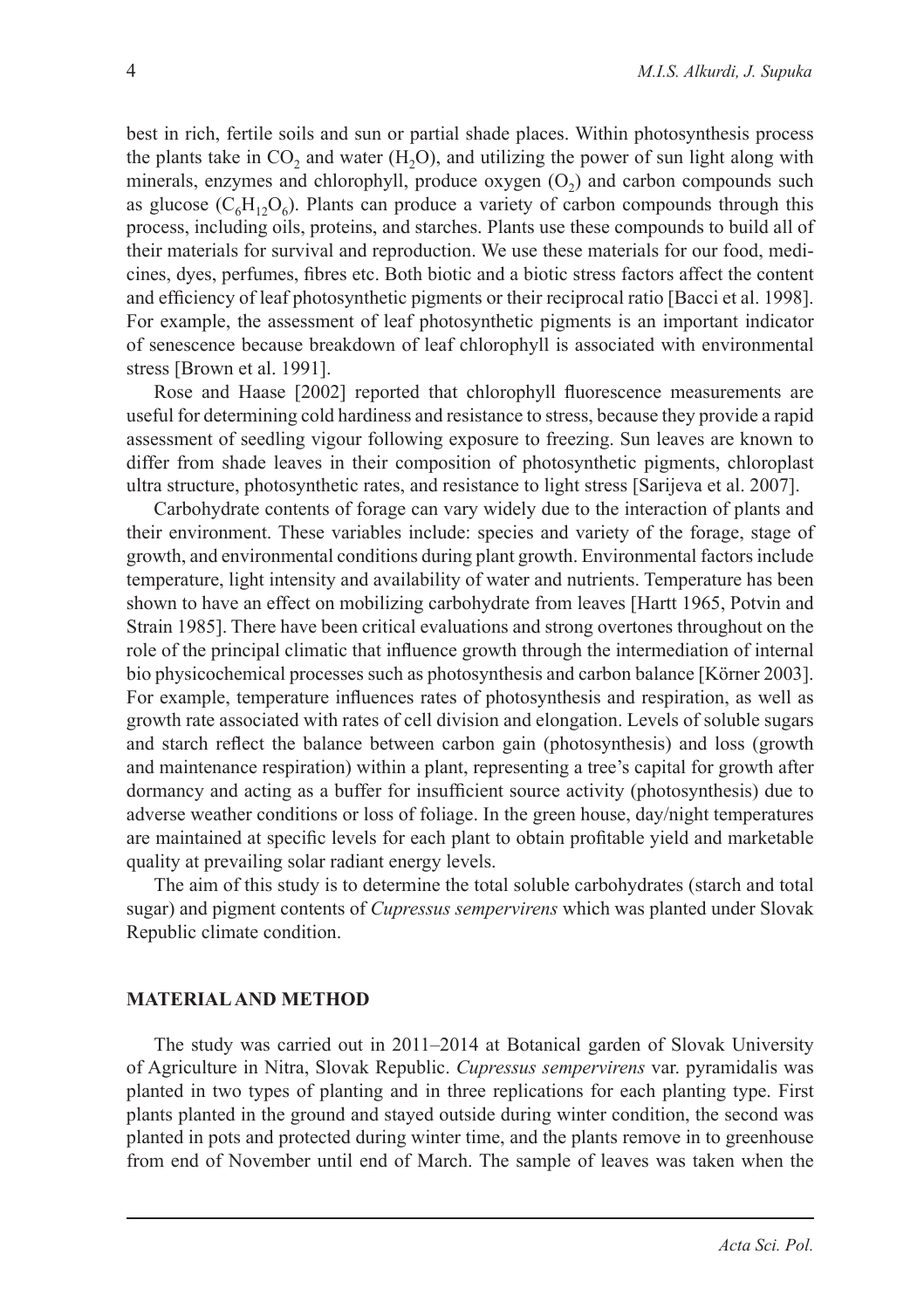best in rich, fertile soils and sun or partial shade places. Within photosynthesis process the plants take in $CO_2$ and water ($H_2O$), and utilizing the power of sun light along with minerals, enzymes and chlorophyll, produce oxygen ($O_2$) and carbon compounds such as glucose ($C_6H_{12}O_6$). Plants can produce a variety of carbon compounds through this process, including oils, proteins, and starches. Plants use these compounds to build all of their materials for survival and reproduction. We use these materials for our food, medicines, dyes, perfumes, fibres etc. Both biotic and a biotic stress factors affect the content and efficiency of leaf photosynthetic pigments or their reciprocal ratio [Bacci et al. 1998]. For example, the assessment of leaf photosynthetic pigments is an important indicator of senescence because breakdown of leaf chlorophyll is associated with environmental stress [Brown et al. 1991].

Rose and Haase [2002] reported that chlorophyll fluorescence measurements are useful for determining cold hardiness and resistance to stress, because they provide a rapid assessment of seedling vigour following exposure to freezing. Sun leaves are known to differ from shade leaves in their composition of photosynthetic pigments, chloroplast ultra structure, photosynthetic rates, and resistance to light stress [Sarijeva et al. 2007].

Carbohydrate contents of forage can vary widely due to the interaction of plants and their environment. These variables include: species and variety of the forage, stage of growth, and environmental conditions during plant growth. Environmental factors include temperature, light intensity and availability of water and nutrients. Temperature has been shown to have an effect on mobilizing carbohydrate from leaves [Hartt 1965, Potvin and Strain 1985]. There have been critical evaluations and strong overtones throughout on the role of the principal climatic that influence growth through the intermediation of internal bio physicochemical processes such as photosynthesis and carbon balance [Körner 2003]. For example, temperature influences rates of photosynthesis and respiration, as well as growth rate associated with rates of cell division and elongation. Levels of soluble sugars and starch reflect the balance between carbon gain (photosynthesis) and loss (growth and maintenance respiration) within a plant, representing a tree's capital for growth after dormancy and acting as a buffer for insufficient source activity (photosynthesis) due to adverse weather conditions or loss of foliage. In the green house, day/night temperatures are maintained at specific levels for each plant to obtain profitable yield and marketable quality at prevailing solar radiant energy levels.

The aim of this study is to determine the total soluble carbohydrates (starch and total sugar) and pigment contents of *Cupressus sempervirens* which was planted under Slovak Republic climate condition.

## MATERIAL AND METHOD

The study was carried out in 2011–2014 at Botanical garden of Slovak University of Agriculture in Nitra, Slovak Republic. *Cupressus sempervirens* var. pyramidalis was planted in two types of planting and in three replications for each planting type. First plants planted in the ground and stayed outside during winter condition, the second was planted in pots and protected during winter time, and the plants remove in to greenhouse from end of November until end of March. The sample of leaves was taken when the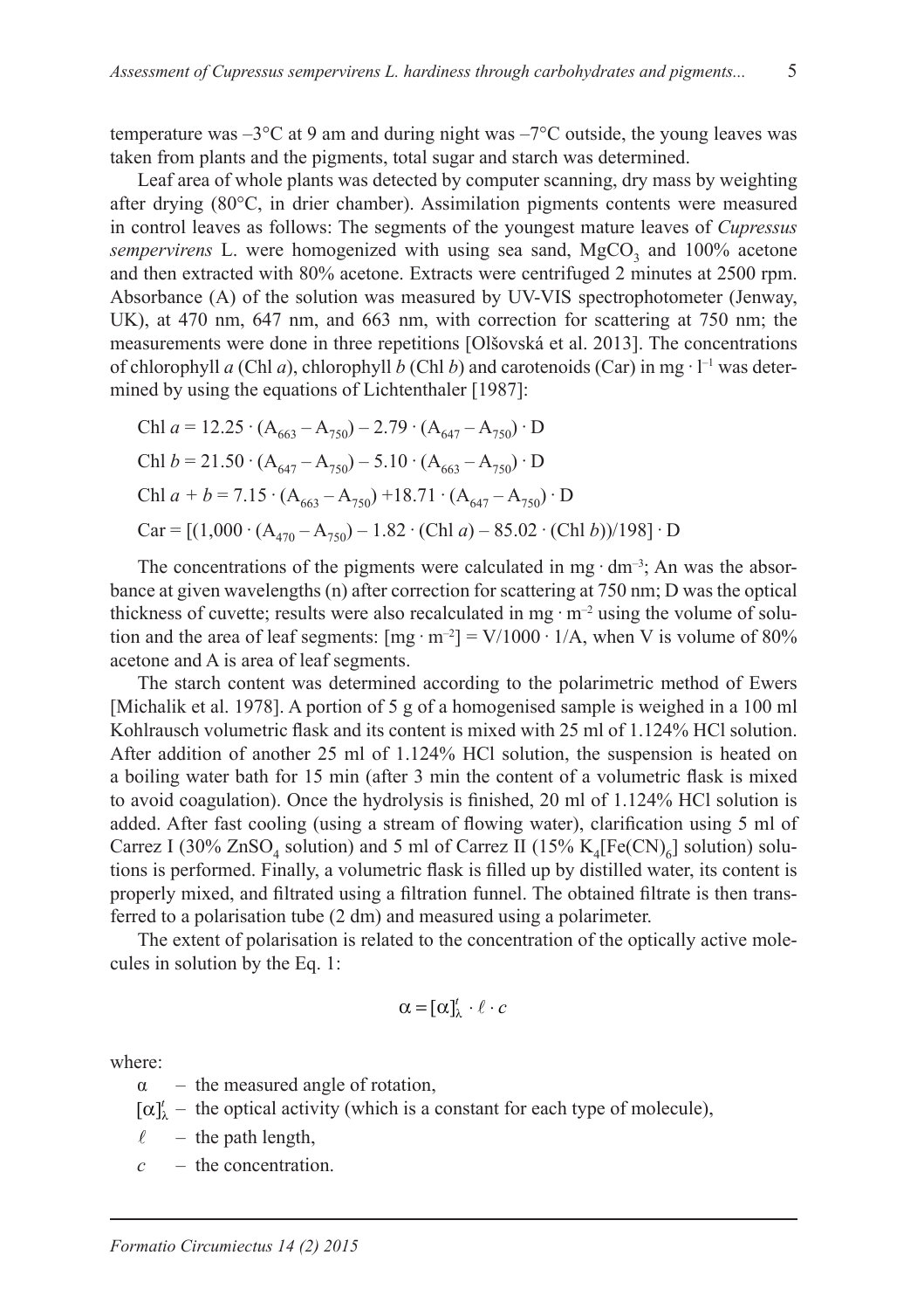temperature was –3°C at 9 am and during night was –7°C outside, the young leaves was taken from plants and the pigments, total sugar and starch was determined.

Leaf area of whole plants was detected by computer scanning, dry mass by weighting after drying (80°C, in drier chamber). Assimilation pigments contents were measured in control leaves as follows: The segments of the youngest mature leaves of *Cupressus sempervirens* L. were homogenized with using sea sand, $MgCO_3$ and 100% acetone and then extracted with 80% acetone. Extracts were centrifuged 2 minutes at 2500 rpm. Absorbance (A) of the solution was measured by UV-VIS spectrophotometer (Jenway, UK), at 470 nm, 647 nm, and 663 nm, with correction for scattering at 750 nm; the measurements were done in three repetitions [Olšovská et al. 2013]. The concentrations of chlorophyll *a* (Chl *a*), chlorophyll *b* (Chl *b*) and carotenoids (Car) in $mg \cdot l^{-1}$ was determined by using the equations of Lichtenthaler [1987]:

$$\text{Chl } a = 12.25 \cdot (A_{663} - A_{750}) - 2.79 \cdot (A_{647} - A_{750}) \cdot D$$

$$\text{Chl } b = 21.50 \cdot (A_{647} - A_{750}) - 5.10 \cdot (A_{663} - A_{750}) \cdot D$$

$$\text{Chl } a + b = 7.15 \cdot (A_{663} - A_{750}) + 18.71 \cdot (A_{647} - A_{750}) \cdot D$$

$$\text{Car} = [(1{,}000 \cdot (A_{470} - A_{750}) - 1.82 \cdot (\text{Chl } a) - 85.02 \cdot (\text{Chl } b))/198] \cdot D$$

The concentrations of the pigments were calculated in $mg \cdot dm^{-3}$; An was the absorbance at given wavelengths (n) after correction for scattering at 750 nm; D was the optical thickness of cuvette; results were also recalculated in $mg \cdot m^{-2}$ using the volume of solution and the area of leaf segments: $[mg \cdot m^{-2}] = V/1000 \cdot 1/A$, when V is volume of 80% acetone and A is area of leaf segments.

The starch content was determined according to the polarimetric method of Ewers [Michalik et al. 1978]. A portion of 5 g of a homogenised sample is weighed in a 100 ml Kohlrausch volumetric flask and its content is mixed with 25 ml of 1.124% HCl solution. After addition of another 25 ml of 1.124% HCl solution, the suspension is heated on a boiling water bath for 15 min (after 3 min the content of a volumetric flask is mixed to avoid coagulation). Once the hydrolysis is finished, 20 ml of 1.124% HCl solution is added. After fast cooling (using a stream of flowing water), clarification using 5 ml of Carrez I (30% $ZnSO_4$ solution) and 5 ml of Carrez II (15% $K_4[Fe(CN)_6]$ solution) solutions is performed. Finally, a volumetric flask is filled up by distilled water, its content is properly mixed, and filtrated using a filtration funnel. The obtained filtrate is then transferred to a polarisation tube (2 dm) and measured using a polarimeter.

The extent of polarisation is related to the concentration of the optically active molecules in solution by the Eq. 1:

$$\alpha = [\alpha]_{\lambda}^{t} \cdot \ell \cdot c$$

where:

- $\alpha$ – the measured angle of rotation,
- $[\alpha]_{\lambda}^{t}$ – the optical activity (which is a constant for each type of molecule),
- $\ell$ – the path length,
- $c$ – the concentration.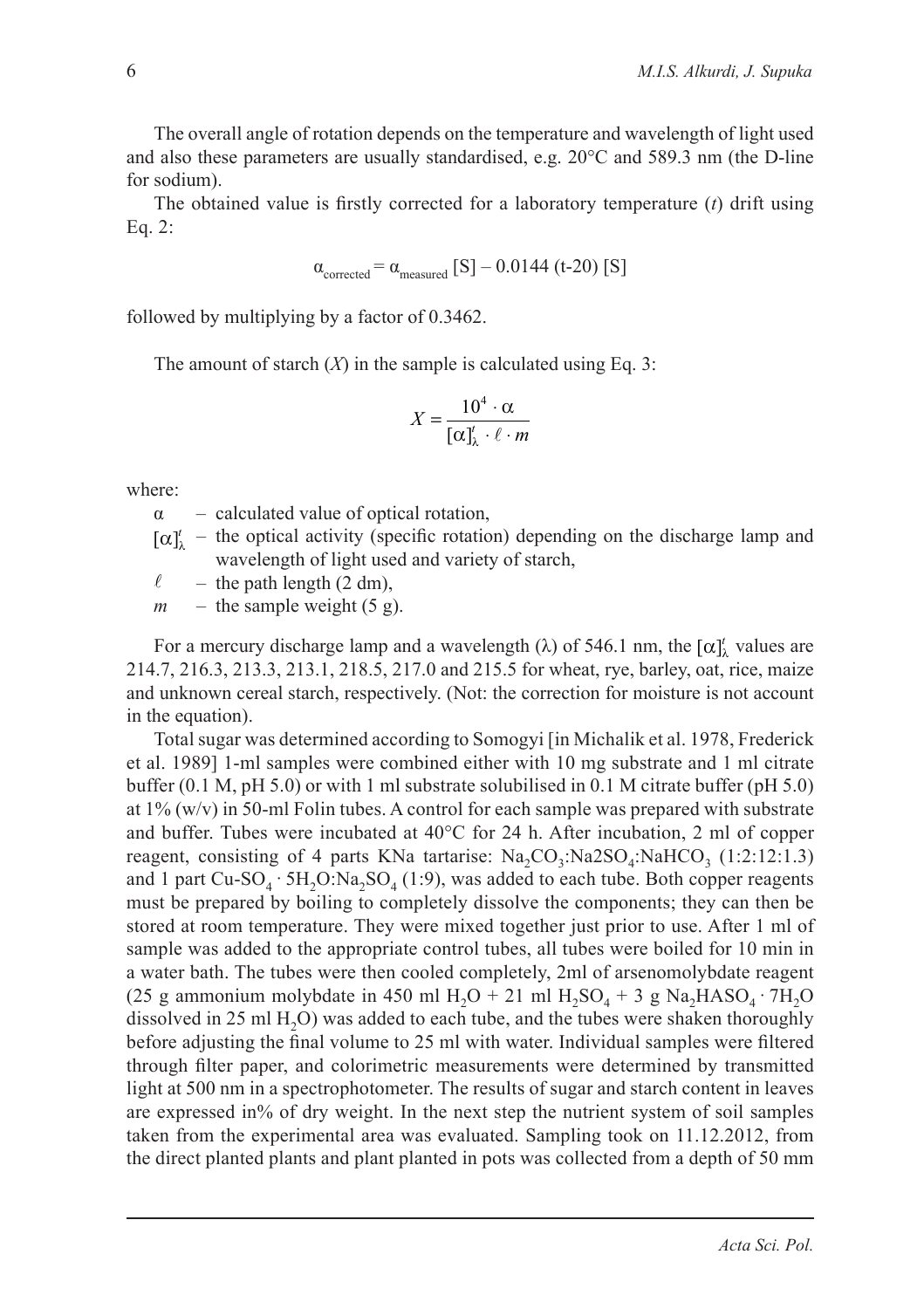The overall angle of rotation depends on the temperature and wavelength of light used and also these parameters are usually standardised, e.g. 20°C and 589.3 nm (the D-line for sodium).

The obtained value is firstly corrected for a laboratory temperature ($t$) drift using Eq. 2:

$$\alpha_{corrected} = \alpha_{measured}\ [S] - 0.0144\ (t-20)\ [S]$$

followed by multiplying by a factor of 0.3462.

The amount of starch ($X$) in the sample is calculated using Eq. 3:

$$X = \frac{10^4 \cdot \alpha}{[\alpha]_\lambda^t \cdot \ell \cdot m}$$

where:

- $\alpha$ – calculated value of optical rotation,
- $[\alpha]_\lambda^t$ – the optical activity (specific rotation) depending on the discharge lamp and wavelength of light used and variety of starch,
- $\ell$ – the path length (2 dm),
- $m$ – the sample weight (5 g).

For a mercury discharge lamp and a wavelength ($\lambda$) of 546.1 nm, the $[\alpha]_\lambda^t$ values are 214.7, 216.3, 213.3, 213.1, 218.5, 217.0 and 215.5 for wheat, rye, barley, oat, rice, maize and unknown cereal starch, respectively. (Not: the correction for moisture is not account in the equation).

Total sugar was determined according to Somogyi [in Michalik et al. 1978, Frederick et al. 1989] 1-ml samples were combined either with 10 mg substrate and 1 ml citrate buffer (0.1 M, pH 5.0) or with 1 ml substrate solubilised in 0.1 M citrate buffer (pH 5.0) at 1% (w/v) in 50-ml Folin tubes. A control for each sample was prepared with substrate and buffer. Tubes were incubated at 40°C for 24 h. After incubation, 2 ml of copper reagent, consisting of 4 parts KNa tartarise: $Na_2CO_3$:Na2$SO_4$:$NaHCO_3$ (1:2:12:1.3) and 1 part Cu-$SO_4 \cdot 5H_2O$:$Na_2SO_4$ (1:9), was added to each tube. Both copper reagents must be prepared by boiling to completely dissolve the components; they can then be stored at room temperature. They were mixed together just prior to use. After 1 ml of sample was added to the appropriate control tubes, all tubes were boiled for 10 min in a water bath. The tubes were then cooled completely, 2ml of arsenomolybdate reagent (25 g ammonium molybdate in 450 ml $H_2O$ + 21 ml $H_2SO_4$ + 3 g $Na_2HASO_4 \cdot 7H_2O$ dissolved in 25 ml $H_2O$) was added to each tube, and the tubes were shaken thoroughly before adjusting the final volume to 25 ml with water. Individual samples were filtered through filter paper, and colorimetric measurements were determined by transmitted light at 500 nm in a spectrophotometer. The results of sugar and starch content in leaves are expressed in% of dry weight. In the next step the nutrient system of soil samples taken from the experimental area was evaluated. Sampling took on 11.12.2012, from the direct planted plants and plant planted in pots was collected from a depth of 50 mm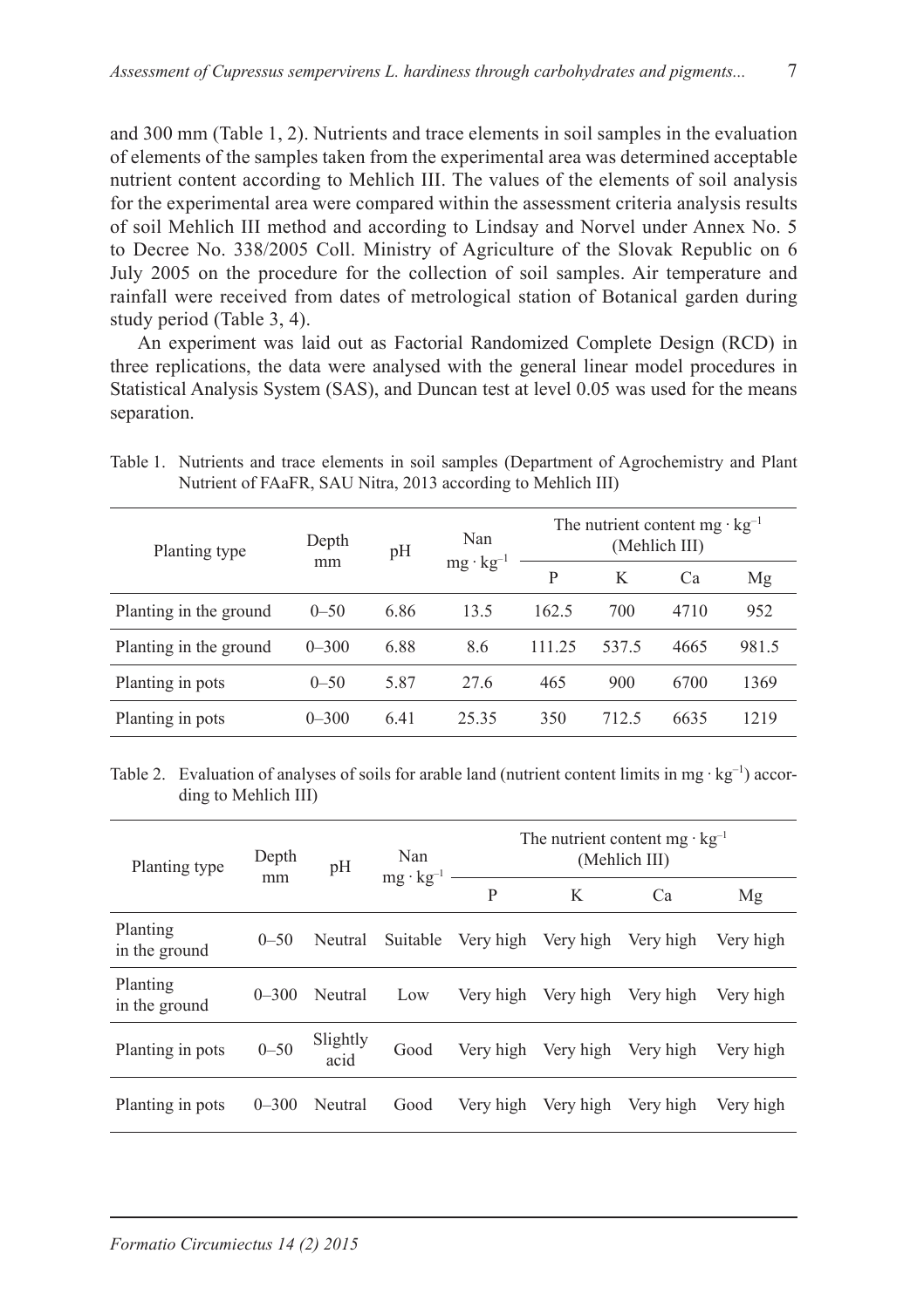and 300 mm (Table 1, 2). Nutrients and trace elements in soil samples in the evaluation of elements of the samples taken from the experimental area was determined acceptable nutrient content according to Mehlich III. The values of the elements of soil analysis for the experimental area were compared within the assessment criteria analysis results of soil Mehlich III method and according to Lindsay and Norvel under Annex No. 5 to Decree No. 338/2005 Coll. Ministry of Agriculture of the Slovak Republic on 6 July 2005 on the procedure for the collection of soil samples. Air temperature and rainfall were received from dates of metrological station of Botanical garden during study period (Table 3, 4).

An experiment was laid out as Factorial Randomized Complete Design (RCD) in three replications, the data were analysed with the general linear model procedures in Statistical Analysis System (SAS), and Duncan test at level 0.05 was used for the means separation.

Table 1. Nutrients and trace elements in soil samples (Department of Agrochemistry and Plant Nutrient of FAaFR, SAU Nitra, 2013 according to Mehlich III)

| Planting type | Depth mm | pH | Nan $mg \cdot kg^{-1}$ | The nutrient content $mg \cdot kg^{-1}$ (Mehlich III) | | | |
|---|---|---|---|---|---|---|---|
| | | | | P | K | Ca | Mg |
| Planting in the ground | 0–50 | 6.86 | 13.5 | 162.5 | 700 | 4710 | 952 |
| Planting in the ground | 0–300 | 6.88 | 8.6 | 111.25 | 537.5 | 4665 | 981.5 |
| Planting in pots | 0–50 | 5.87 | 27.6 | 465 | 900 | 6700 | 1369 |
| Planting in pots | 0–300 | 6.41 | 25.35 | 350 | 712.5 | 6635 | 1219 |

Table 2. Evaluation of analyses of soils for arable land (nutrient content limits in $mg \cdot kg^{-1}$) according to Mehlich III)

| Planting type | Depth mm | pH | Nan $mg \cdot kg^{-1}$ | The nutrient content $mg \cdot kg^{-1}$ (Mehlich III) | | | |
|---|---|---|---|---|---|---|---|
| | | | | P | K | Ca | Mg |
| Planting in the ground | 0–50 | Neutral | Suitable | Very high | Very high | Very high | Very high |
| Planting in the ground | 0–300 | Neutral | Low | Very high | Very high | Very high | Very high |
| Planting in pots | 0–50 | Slightly acid | Good | Very high | Very high | Very high | Very high |
| Planting in pots | 0–300 | Neutral | Good | Very high | Very high | Very high | Very high |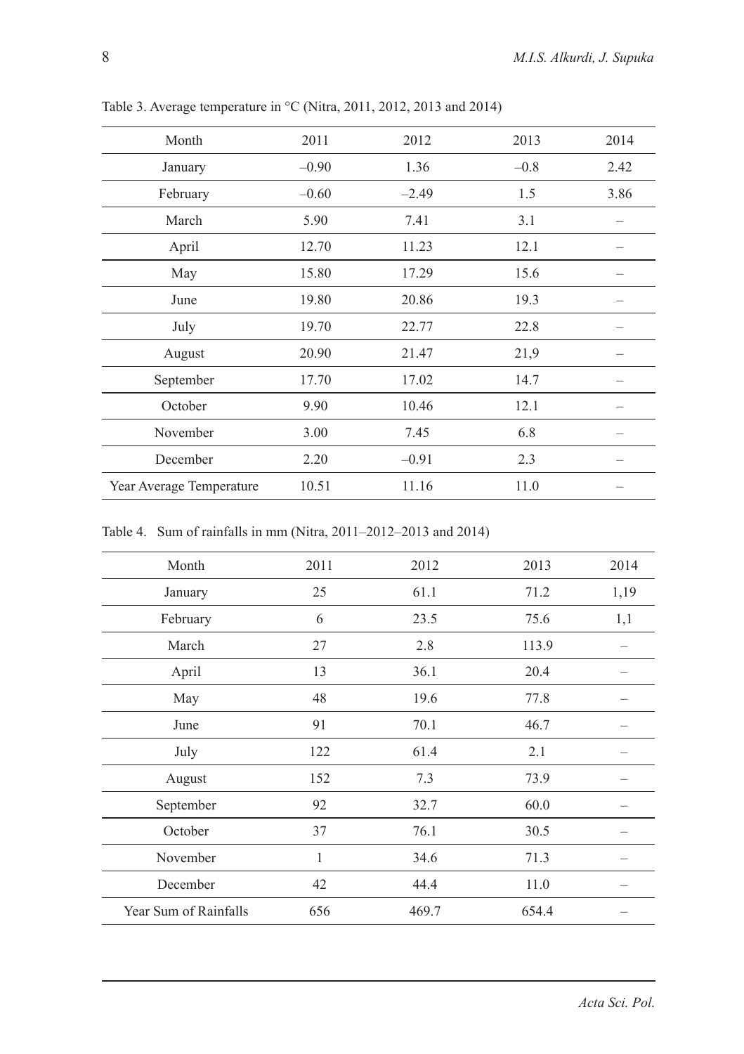Table 3. Average temperature in °C (Nitra, 2011, 2012, 2013 and 2014)

| Month | 2011 | 2012 | 2013 | 2014 |
|---|---|---|---|---|
| January | –0.90 | 1.36 | –0.8 | 2.42 |
| February | –0.60 | –2.49 | 1.5 | 3.86 |
| March | 5.90 | 7.41 | 3.1 | – |
| April | 12.70 | 11.23 | 12.1 | – |
| May | 15.80 | 17.29 | 15.6 | – |
| June | 19.80 | 20.86 | 19.3 | – |
| July | 19.70 | 22.77 | 22.8 | – |
| August | 20.90 | 21.47 | 21,9 | – |
| September | 17.70 | 17.02 | 14.7 | – |
| October | 9.90 | 10.46 | 12.1 | – |
| November | 3.00 | 7.45 | 6.8 | – |
| December | 2.20 | –0.91 | 2.3 | – |
| Year Average Temperature | 10.51 | 11.16 | 11.0 | – |

Table 4. Sum of rainfalls in mm (Nitra, 2011–2012–2013 and 2014)

| Month | 2011 | 2012 | 2013 | 2014 |
|---|---|---|---|---|
| January | 25 | 61.1 | 71.2 | 1,19 |
| February | 6 | 23.5 | 75.6 | 1,1 |
| March | 27 | 2.8 | 113.9 | – |
| April | 13 | 36.1 | 20.4 | – |
| May | 48 | 19.6 | 77.8 | – |
| June | 91 | 70.1 | 46.7 | – |
| July | 122 | 61.4 | 2.1 | – |
| August | 152 | 7.3 | 73.9 | – |
| September | 92 | 32.7 | 60.0 | – |
| October | 37 | 76.1 | 30.5 | – |
| November | 1 | 34.6 | 71.3 | – |
| December | 42 | 44.4 | 11.0 | – |
| Year Sum of Rainfalls | 656 | 469.7 | 654.4 | – |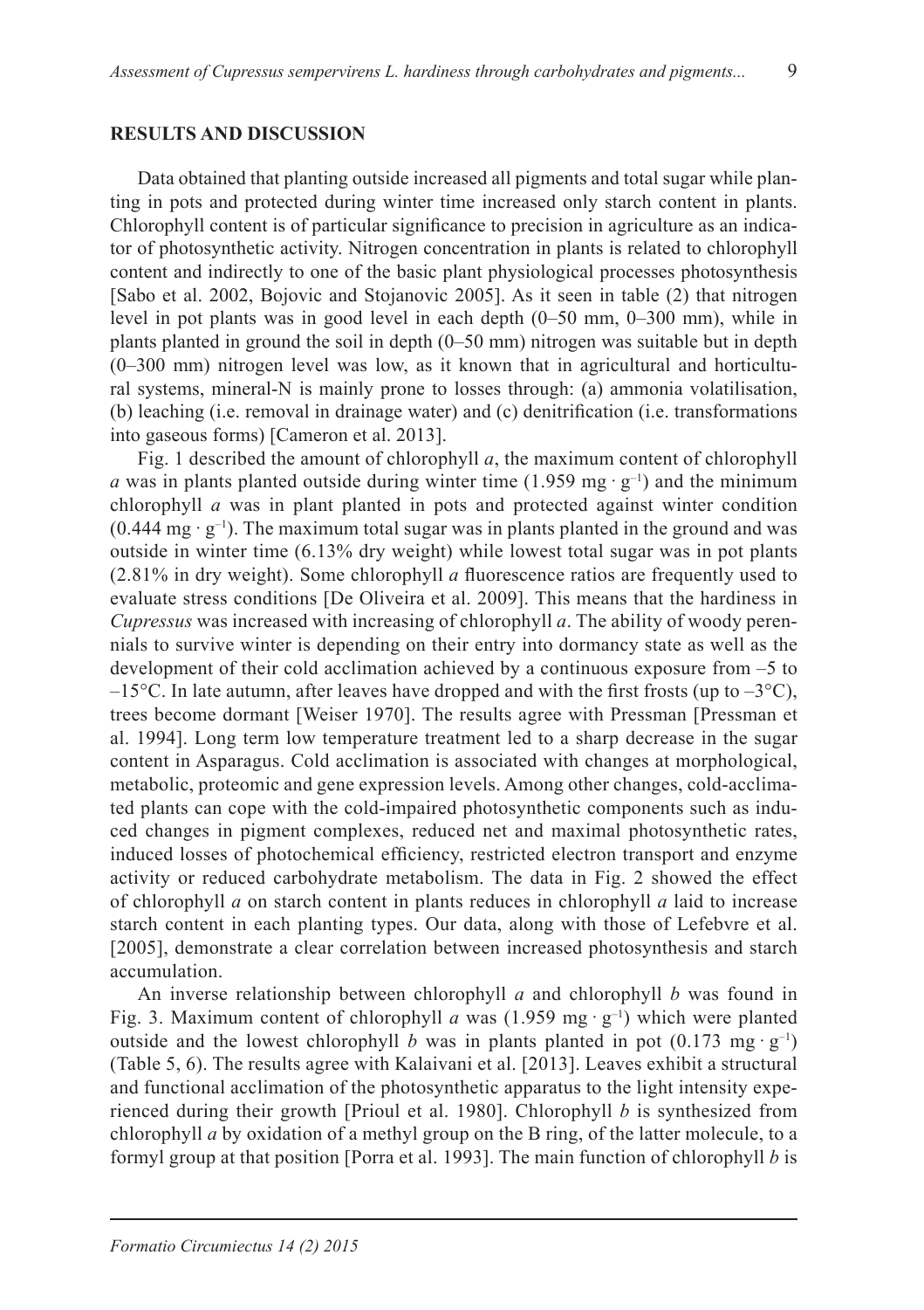## RESULTS AND DISCUSSION

Data obtained that planting outside increased all pigments and total sugar while planting in pots and protected during winter time increased only starch content in plants. Chlorophyll content is of particular significance to precision in agriculture as an indicator of photosynthetic activity. Nitrogen concentration in plants is related to chlorophyll content and indirectly to one of the basic plant physiological processes photosynthesis [Sabo et al. 2002, Bojovic and Stojanovic 2005]. As it seen in table (2) that nitrogen level in pot plants was in good level in each depth (0–50 mm, 0–300 mm), while in plants planted in ground the soil in depth (0–50 mm) nitrogen was suitable but in depth (0–300 mm) nitrogen level was low, as it known that in agricultural and horticultural systems, mineral-N is mainly prone to losses through: (a) ammonia volatilisation, (b) leaching (i.e. removal in drainage water) and (c) denitrification (i.e. transformations into gaseous forms) [Cameron et al. 2013].

Fig. 1 described the amount of chlorophyll *a*, the maximum content of chlorophyll *a* was in plants planted outside during winter time (1.959 mg · g$^{-1}$) and the minimum chlorophyll *a* was in plant planted in pots and protected against winter condition (0.444 mg · g$^{-1}$). The maximum total sugar was in plants planted in the ground and was outside in winter time (6.13% dry weight) while lowest total sugar was in pot plants (2.81% in dry weight). Some chlorophyll *a* fluorescence ratios are frequently used to evaluate stress conditions [De Oliveira et al. 2009]. This means that the hardiness in *Cupressus* was increased with increasing of chlorophyll *a*. The ability of woody perennials to survive winter is depending on their entry into dormancy state as well as the development of their cold acclimation achieved by a continuous exposure from –5 to –15°C. In late autumn, after leaves have dropped and with the first frosts (up to –3°C), trees become dormant [Weiser 1970]. The results agree with Pressman [Pressman et al. 1994]. Long term low temperature treatment led to a sharp decrease in the sugar content in Asparagus. Cold acclimation is associated with changes at morphological, metabolic, proteomic and gene expression levels. Among other changes, cold-acclimated plants can cope with the cold-impaired photosynthetic components such as induced changes in pigment complexes, reduced net and maximal photosynthetic rates, induced losses of photochemical efficiency, restricted electron transport and enzyme activity or reduced carbohydrate metabolism. The data in Fig. 2 showed the effect of chlorophyll *a* on starch content in plants reduces in chlorophyll *a* laid to increase starch content in each planting types. Our data, along with those of Lefebvre et al. [2005], demonstrate a clear correlation between increased photosynthesis and starch accumulation.

An inverse relationship between chlorophyll *a* and chlorophyll *b* was found in Fig. 3. Maximum content of chlorophyll *a* was (1.959 mg · g$^{-1}$) which were planted outside and the lowest chlorophyll *b* was in plants planted in pot (0.173 mg · g$^{-1}$) (Table 5, 6). The results agree with Kalaivani et al. [2013]. Leaves exhibit a structural and functional acclimation of the photosynthetic apparatus to the light intensity experienced during their growth [Prioul et al. 1980]. Chlorophyll *b* is synthesized from chlorophyll *a* by oxidation of a methyl group on the B ring, of the latter molecule, to a formyl group at that position [Porra et al. 1993]. The main function of chlorophyll *b* is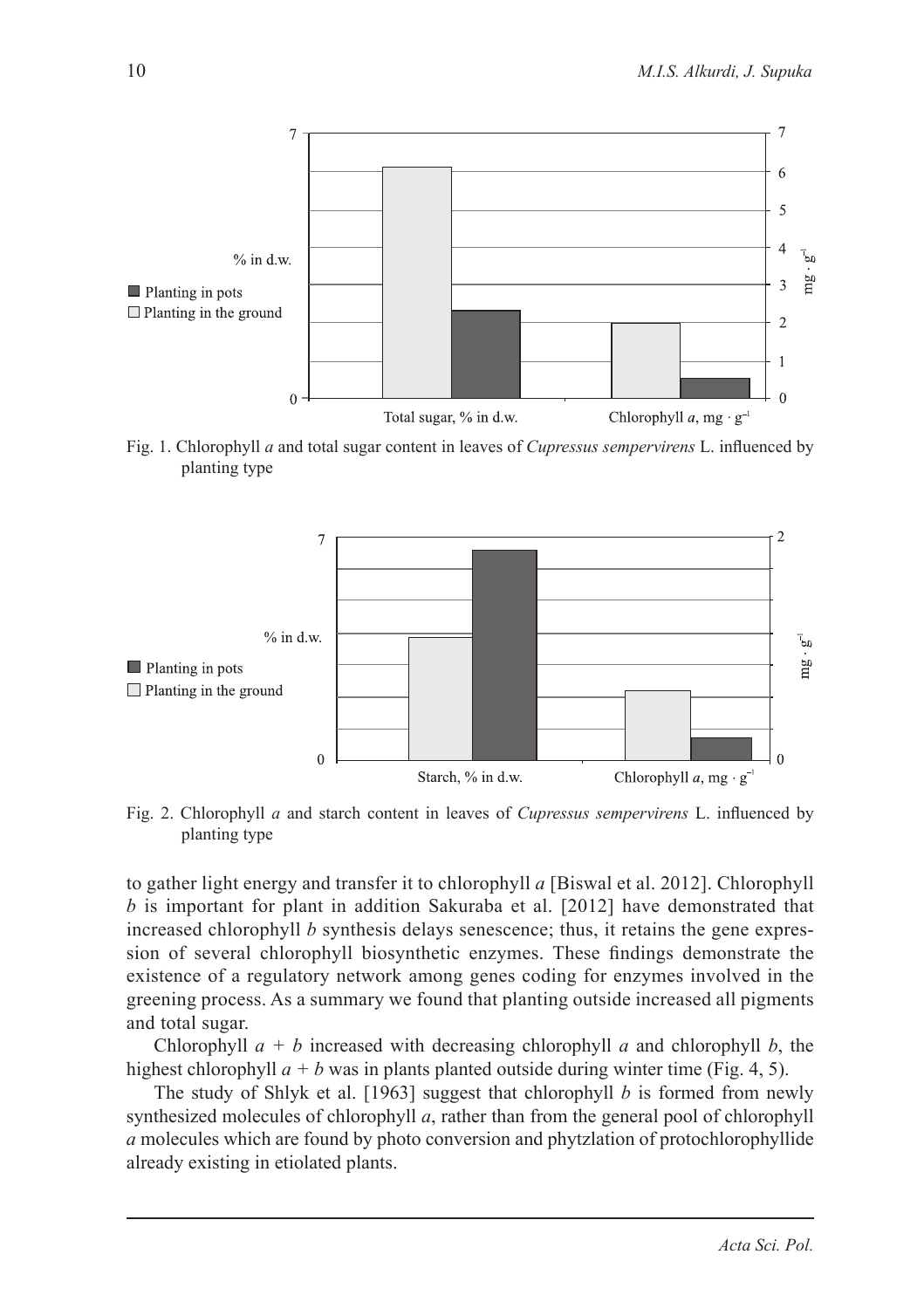Fig. 1. Chlorophyll *a* and total sugar content in leaves of *Cupressus sempervirens* L. influenced by planting type

Fig. 2. Chlorophyll *a* and starch content in leaves of *Cupressus sempervirens* L. influenced by planting type

to gather light energy and transfer it to chlorophyll *a* [Biswal et al. 2012]. Chlorophyll *b* is important for plant in addition Sakuraba et al. [2012] have demonstrated that increased chlorophyll *b* synthesis delays senescence; thus, it retains the gene expression of several chlorophyll biosynthetic enzymes. These findings demonstrate the existence of a regulatory network among genes coding for enzymes involved in the greening process. As a summary we found that planting outside increased all pigments and total sugar.

Chlorophyll $a + b$ increased with decreasing chlorophyll *a* and chlorophyll *b*, the highest chlorophyll $a + b$ was in plants planted outside during winter time (Fig. 4, 5).

The study of Shlyk et al. [1963] suggest that chlorophyll *b* is formed from newly synthesized molecules of chlorophyll *a*, rather than from the general pool of chlorophyll *a* molecules which are found by photo conversion and phytzlation of protochlorophyllide already existing in etiolated plants.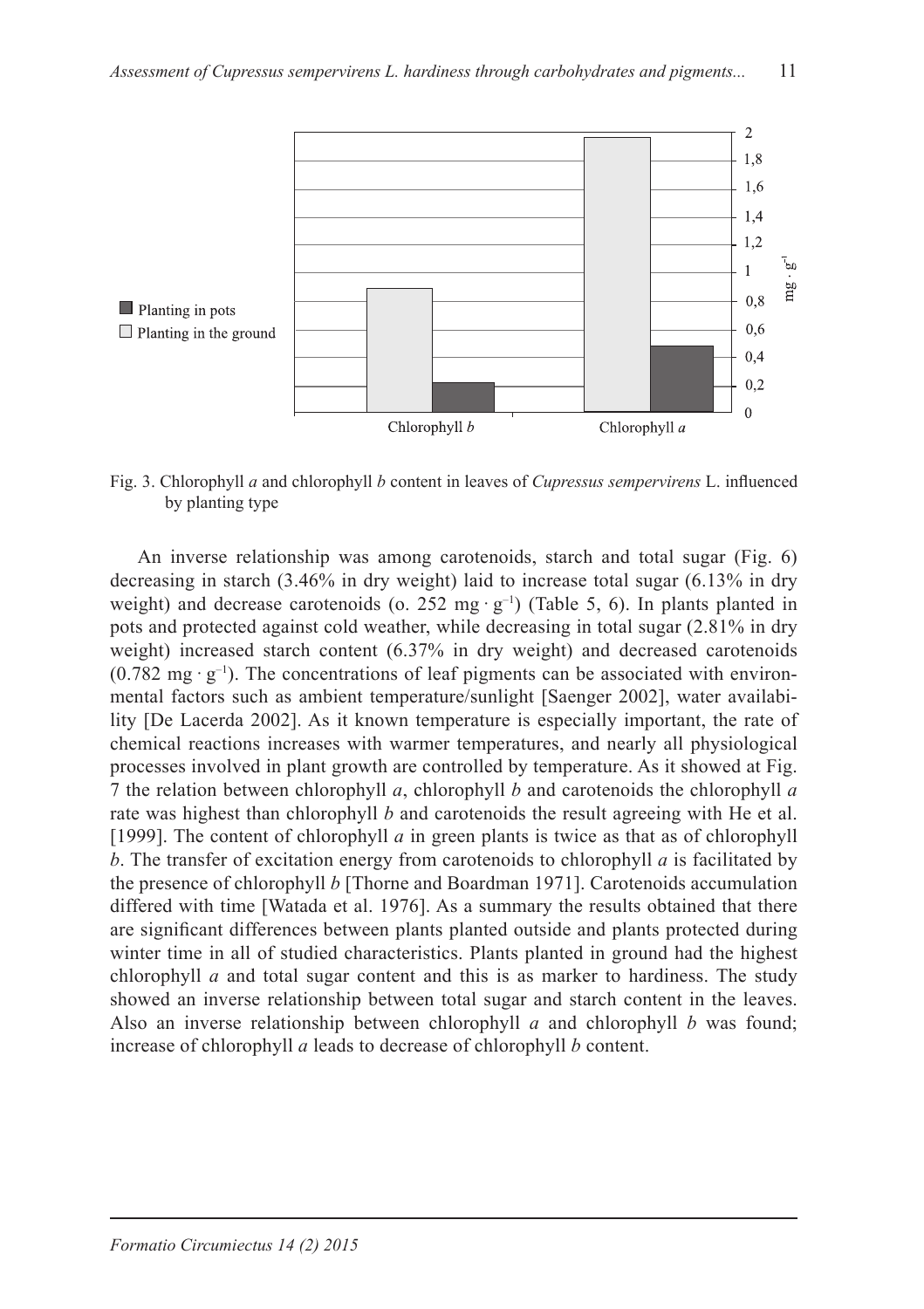Fig. 3. Chlorophyll *a* and chlorophyll *b* content in leaves of *Cupressus sempervirens* L. influenced by planting type

An inverse relationship was among carotenoids, starch and total sugar (Fig. 6) decreasing in starch (3.46% in dry weight) laid to increase total sugar (6.13% in dry weight) and decrease carotenoids (o. 252 mg · g$^{-1}$) (Table 5, 6). In plants planted in pots and protected against cold weather, while decreasing in total sugar (2.81% in dry weight) increased starch content (6.37% in dry weight) and decreased carotenoids (0.782 mg · g$^{-1}$). The concentrations of leaf pigments can be associated with environmental factors such as ambient temperature/sunlight [Saenger 2002], water availability [De Lacerda 2002]. As it known temperature is especially important, the rate of chemical reactions increases with warmer temperatures, and nearly all physiological processes involved in plant growth are controlled by temperature. As it showed at Fig. 7 the relation between chlorophyll *a*, chlorophyll *b* and carotenoids the chlorophyll *a* rate was highest than chlorophyll *b* and carotenoids the result agreeing with He et al. [1999]. The content of chlorophyll *a* in green plants is twice as that as of chlorophyll *b*. The transfer of excitation energy from carotenoids to chlorophyll *a* is facilitated by the presence of chlorophyll *b* [Thorne and Boardman 1971]. Carotenoids accumulation differed with time [Watada et al. 1976]. As a summary the results obtained that there are significant differences between plants planted outside and plants protected during winter time in all of studied characteristics. Plants planted in ground had the highest chlorophyll *a* and total sugar content and this is as marker to hardiness. The study showed an inverse relationship between total sugar and starch content in the leaves. Also an inverse relationship between chlorophyll *a* and chlorophyll *b* was found; increase of chlorophyll *a* leads to decrease of chlorophyll *b* content.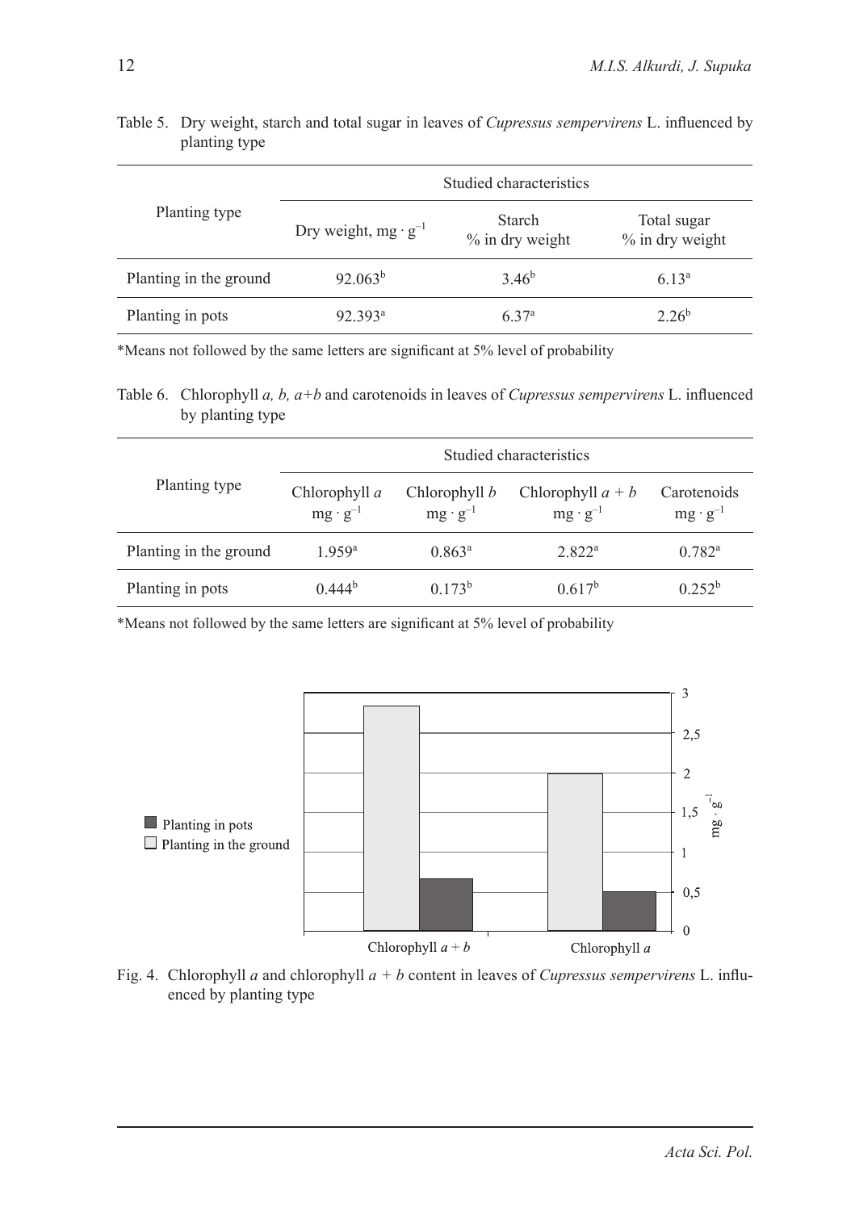Table 5. Dry weight, starch and total sugar in leaves of *Cupressus sempervirens* L. influenced by planting type

| Planting type | Studied characteristics | | |
|---|---|---|---|
| | Dry weight, $mg \cdot g^{-1}$ | Starch % in dry weight | Total sugar % in dry weight |
| Planting in the ground | 92.063[b] | 3.46[b] | 6.13[a] |
| Planting in pots | 92.393[a] | 6.37[a] | 2.26[b] |

*Means not followed by the same letters are significant at 5% level of probability

Table 6. Chlorophyll *a, b, a+b* and carotenoids in leaves of *Cupressus sempervirens* L. influenced by planting type

| Planting type | Studied characteristics | | | |
|---|---|---|---|---|
| | Chlorophyll *a* $mg \cdot g^{-1}$ | Chlorophyll *b* $mg \cdot g^{-1}$ | Chlorophyll $a + b$ $mg \cdot g^{-1}$ | Carotenoids $mg \cdot g^{-1}$ |
| Planting in the ground | 1.959[a] | 0.863[a] | 2.822[a] | 0.782[a] |
| Planting in pots | 0.444[b] | 0.173[b] | 0.617[b] | 0.252[b] |

*Means not followed by the same letters are significant at 5% level of probability

Fig. 4. Chlorophyll *a* and chlorophyll $a + b$ content in leaves of *Cupressus sempervirens* L. influenced by planting type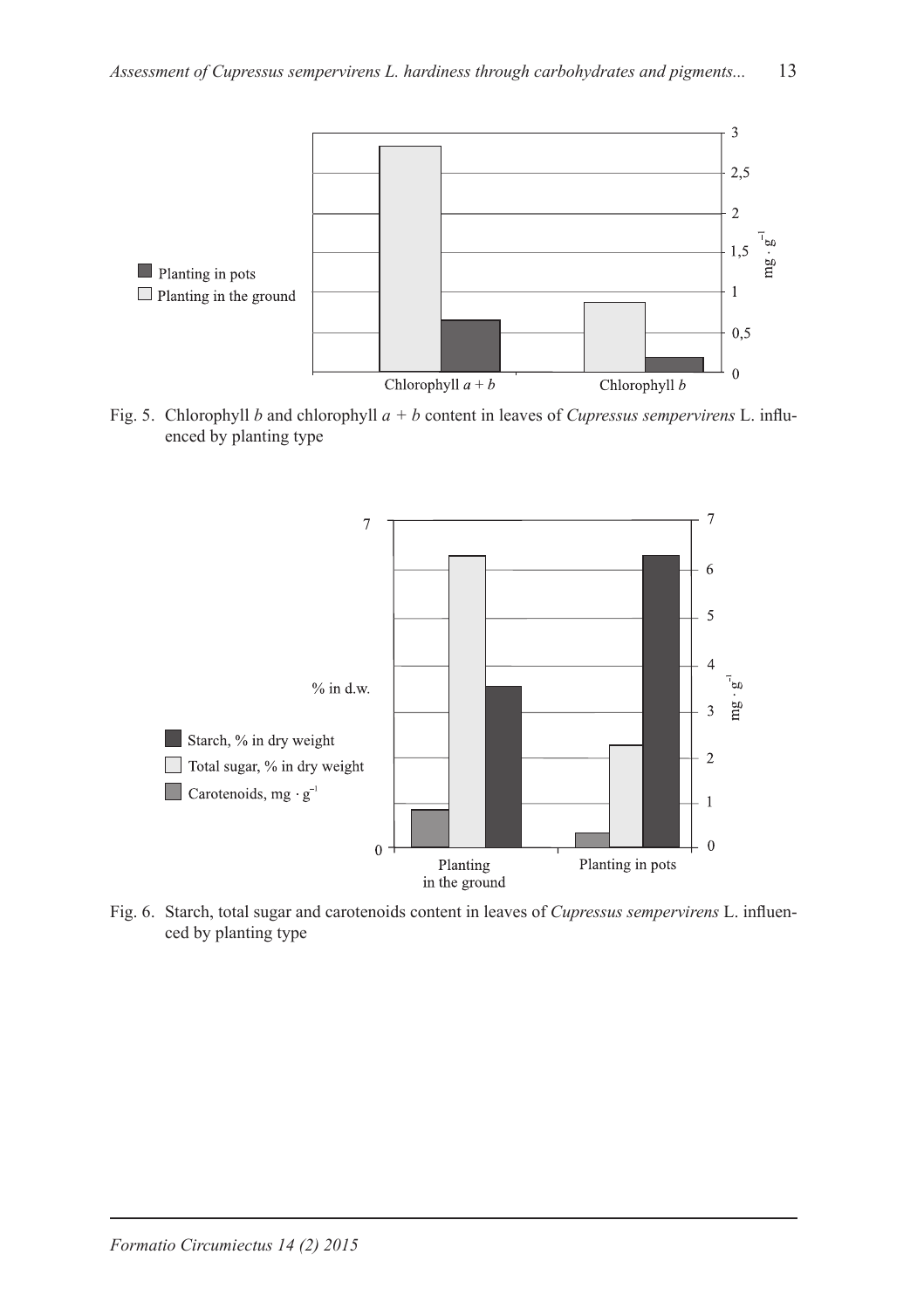Fig. 5. Chlorophyll *b* and chlorophyll *a* + *b* content in leaves of *Cupressus sempervirens* L. influenced by planting type

Fig. 6. Starch, total sugar and carotenoids content in leaves of *Cupressus sempervirens* L. influenced by planting type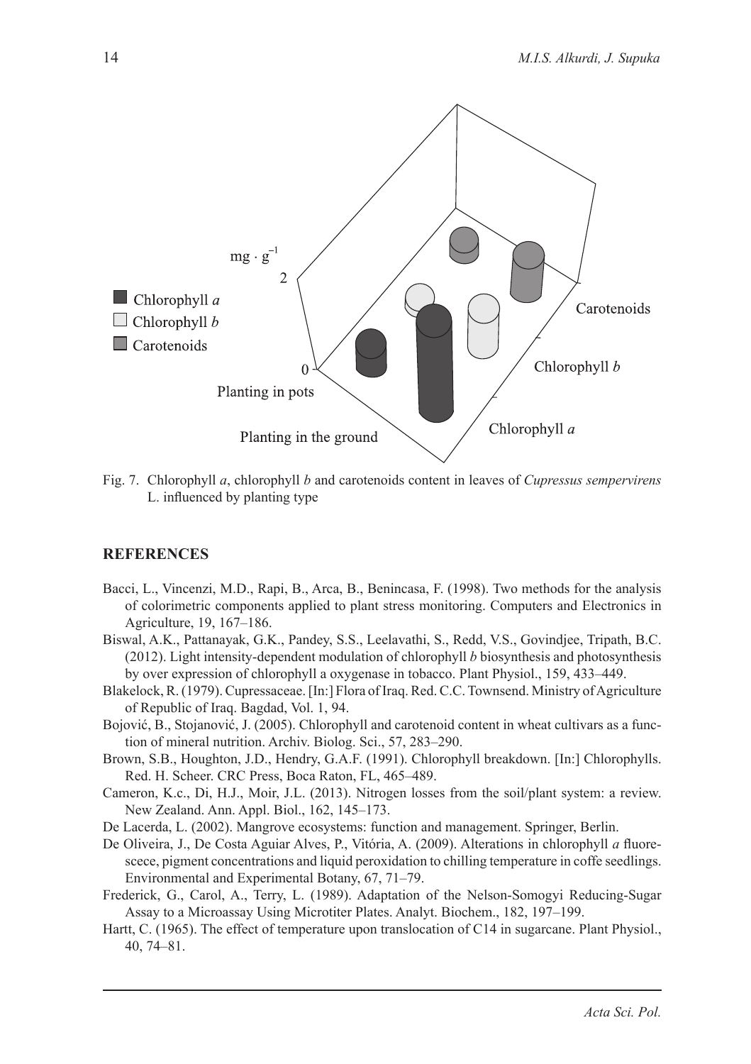Fig. 7. Chlorophyll *a*, chlorophyll *b* and carotenoids content in leaves of *Cupressus sempervirens* L. influenced by planting type

## REFERENCES

- Bacci, L., Vincenzi, M.D., Rapi, B., Arca, B., Benincasa, F. (1998). Two methods for the analysis of colorimetric components applied to plant stress monitoring. Computers and Electronics in Agriculture, 19, 167–186.
- Biswal, A.K., Pattanayak, G.K., Pandey, S.S., Leelavathi, S., Redd, V.S., Govindjee, Tripath, B.C. (2012). Light intensity-dependent modulation of chlorophyll *b* biosynthesis and photosynthesis by over expression of chlorophyll a oxygenase in tobacco. Plant Physiol., 159, 433–449.
- Blakelock, R. (1979). Cupressaceae. [In:] Flora of Iraq. Red. C.C. Townsend. Ministry of Agriculture of Republic of Iraq. Bagdad, Vol. 1, 94.
- Bojović, B., Stojanović, J. (2005). Chlorophyll and carotenoid content in wheat cultivars as a function of mineral nutrition. Archiv. Biolog. Sci., 57, 283–290.
- Brown, S.B., Houghton, J.D., Hendry, G.A.F. (1991). Chlorophyll breakdown. [In:] Chlorophylls. Red. H. Scheer. CRC Press, Boca Raton, FL, 465–489.
- Cameron, K.c., Di, H.J., Moir, J.L. (2013). Nitrogen losses from the soil/plant system: a review. New Zealand. Ann. Appl. Biol., 162, 145–173.
- De Lacerda, L. (2002). Mangrove ecosystems: function and management. Springer, Berlin.
- De Oliveira, J., De Costa Aguiar Alves, P., Vitória, A. (2009). Alterations in chlorophyll *a* fluorescece, pigment concentrations and liquid peroxidation to chilling temperature in coffe seedlings. Environmental and Experimental Botany, 67, 71–79.
- Frederick, G., Carol, A., Terry, L. (1989). Adaptation of the Nelson-Somogyi Reducing-Sugar Assay to a Microassay Using Microtiter Plates. Analyt. Biochem., 182, 197–199.
- Hartt, C. (1965). The effect of temperature upon translocation of C14 in sugarcane. Plant Physiol., 40, 74–81.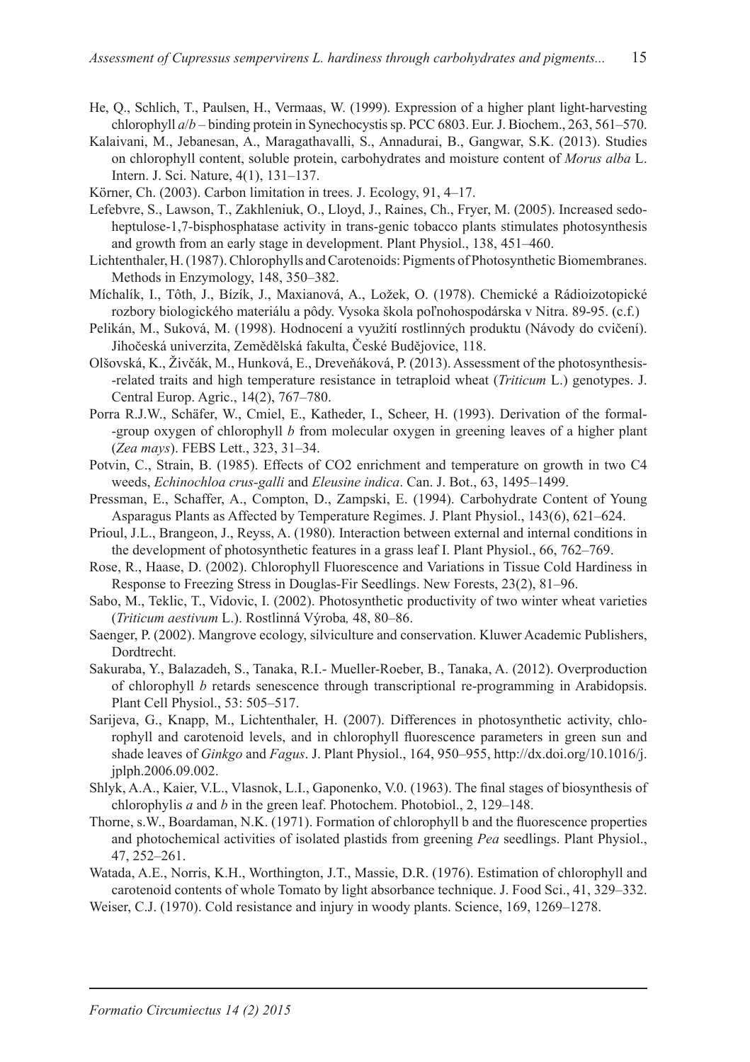He, Q., Schlich, T., Paulsen, H., Vermaas, W. (1999). Expression of a higher plant light-harvesting chlorophyll *a*/*b* – binding protein in Synechocystis sp. PCC 6803. Eur. J. Biochem., 263, 561–570.

Kalaivani, M., Jebanesan, A., Maragathavalli, S., Annadurai, B., Gangwar, S.K. (2013). Studies on chlorophyll content, soluble protein, carbohydrates and moisture content of *Morus alba* L. Intern. J. Sci. Nature, 4(1), 131–137.

Körner, Ch. (2003). Carbon limitation in trees. J. Ecology, 91, 4–17.

Lefebvre, S., Lawson, T., Zakhleniuk, O., Lloyd, J., Raines, Ch., Fryer, M. (2005). Increased sedoheptulose-1,7-bisphosphatase activity in trans-genic tobacco plants stimulates photosynthesis and growth from an early stage in development. Plant Physiol., 138, 451–460.

Lichtenthaler, H. (1987). Chlorophylls and Carotenoids: Pigments of Photosynthetic Biomembranes. Methods in Enzymology, 148, 350–382.

Míchalík, I., Tôth, J., Bízík, J., Maxianová, A., Ložek, O. (1978). Chemické a Rádioizotopické rozbory biologického materiálu a pôdy. Vysoka škola poľnohospodárska v Nitra. 89-95. (c.f.)

Pelikán, M., Suková, M. (1998). Hodnocení a využití rostlinných produktu (Návody do cvičení). Jihočeská univerzita, Zemědělská fakulta, České Budějovice, 118.

Olšovská, K., Živčák, M., Hunková, E., Dreveňáková, P. (2013). Assessment of the photosynthesis-related traits and high temperature resistance in tetraploid wheat (*Triticum* L.) genotypes. J. Central Europ. Agric., 14(2), 767–780.

Porra R.J.W., Schäfer, W., Cmiel, E., Katheder, I., Scheer, H. (1993). Derivation of the formal-group oxygen of chlorophyll *b* from molecular oxygen in greening leaves of a higher plant (*Zea mays*). FEBS Lett., 323, 31–34.

Potvin, C., Strain, B. (1985). Effects of CO2 enrichment and temperature on growth in two C4 weeds, *Echinochloa crus-galli* and *Eleusine indica*. Can. J. Bot., 63, 1495–1499.

Pressman, E., Schaffer, A., Compton, D., Zampski, E. (1994). Carbohydrate Content of Young Asparagus Plants as Affected by Temperature Regimes. J. Plant Physiol., 143(6), 621–624.

Prioul, J.L., Brangeon, J., Reyss, A. (1980). Interaction between external and internal conditions in the development of photosynthetic features in a grass leaf I. Plant Physiol., 66, 762–769.

Rose, R., Haase, D. (2002). Chlorophyll Fluorescence and Variations in Tissue Cold Hardiness in Response to Freezing Stress in Douglas-Fir Seedlings. New Forests, 23(2), 81–96.

Sabo, M., Teklic, T., Vidovic, I. (2002). Photosynthetic productivity of two winter wheat varieties (*Triticum aestivum* L.). Rostlinná Výroba*,* 48, 80–86.

Saenger, P. (2002). Mangrove ecology, silviculture and conservation. Kluwer Academic Publishers, Dordtrecht.

Sakuraba, Y., Balazadeh, S., Tanaka, R.I.- Mueller-Roeber, B., Tanaka, A. (2012). Overproduction of chlorophyll *b* retards senescence through transcriptional re-programming in Arabidopsis. Plant Cell Physiol., 53: 505–517.

Sarijeva, G., Knapp, M., Lichtenthaler, H. (2007). Differences in photosynthetic activity, chlorophyll and carotenoid levels, and in chlorophyll fluorescence parameters in green sun and shade leaves of *Ginkgo* and *Fagus*. J. Plant Physiol., 164, 950–955, http://dx.doi.org/10.1016/j.jplph.2006.09.002.

Shlyk, A.A., Kaier, V.L., Vlasnok, L.I., Gaponenko, V.0. (1963). The final stages of biosynthesis of chlorophylis *a* and *b* in the green leaf. Photochem. Photobiol., 2, 129–148.

Thorne, s.W., Boardaman, N.K. (1971). Formation of chlorophyll b and the fluorescence properties and photochemical activities of isolated plastids from greening *Pea* seedlings. Plant Physiol., 47, 252–261.

Watada, A.E., Norris, K.H., Worthington, J.T., Massie, D.R. (1976). Estimation of chlorophyll and carotenoid contents of whole Tomato by light absorbance technique. J. Food Sci., 41, 329–332.

Weiser, C.J. (1970). Cold resistance and injury in woody plants. Science, 169, 1269–1278.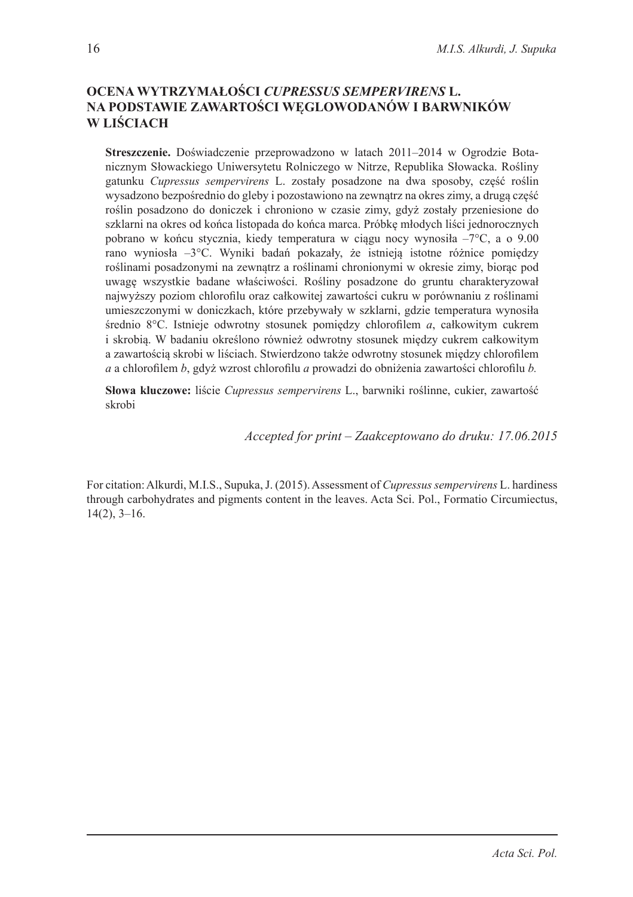## OCENA WYTRZYMAŁOŚCI *CUPRESSUS SEMPERVIRENS* L. NA PODSTAWIE ZAWARTOŚCI WĘGLOWODANÓW I BARWNIKÓW W LIŚCIACH

**Streszczenie.** Doświadczenie przeprowadzono w latach 2011–2014 w Ogrodzie Botanicznym Słowackiego Uniwersytetu Rolniczego w Nitrze, Republika Słowacka. Rośliny gatunku *Cupressus sempervirens* L. zostały posadzone na dwa sposoby, część roślin wysadzono bezpośrednio do gleby i pozostawiono na zewnątrz na okres zimy, a drugą część roślin posadzono do doniczek i chroniono w czasie zimy, gdyż zostały przeniesione do szklarni na okres od końca listopada do końca marca. Próbkę młodych liści jednorocznych pobrano w końcu stycznia, kiedy temperatura w ciągu nocy wynosiła –7°C, a o 9.00 rano wyniosła –3°C. Wyniki badań pokazały, że istnieją istotne różnice pomiędzy roślinami posadzonymi na zewnątrz a roślinami chronionymi w okresie zimy, biorąc pod uwagę wszystkie badane właściwości. Rośliny posadzone do gruntu charakteryzował najwyższy poziom chlorofilu oraz całkowitej zawartości cukru w porównaniu z roślinami umieszczonymi w doniczkach, które przebywały w szklarni, gdzie temperatura wynosiła średnio 8°C. Istnieje odwrotny stosunek pomiędzy chlorofilem *a*, całkowitym cukrem i skrobią. W badaniu określono również odwrotny stosunek między cukrem całkowitym a zawartością skrobi w liściach. Stwierdzono także odwrotny stosunek między chlorofilem *a* a chlorofilem *b*, gdyż wzrost chlorofilu *a* prowadzi do obniżenia zawartości chlorofilu *b.*

**Słowa kluczowe:** liście *Cupressus sempervirens* L., barwniki roślinne, cukier, zawartość skrobi

*Accepted for print – Zaakceptowano do druku: 17.06.2015*

For citation: Alkurdi, M.I.S., Supuka, J. (2015). Assessment of *Cupressus sempervirens* L. hardiness through carbohydrates and pigments content in the leaves. Acta Sci. Pol., Formatio Circumiectus, 14(2), 3–16.